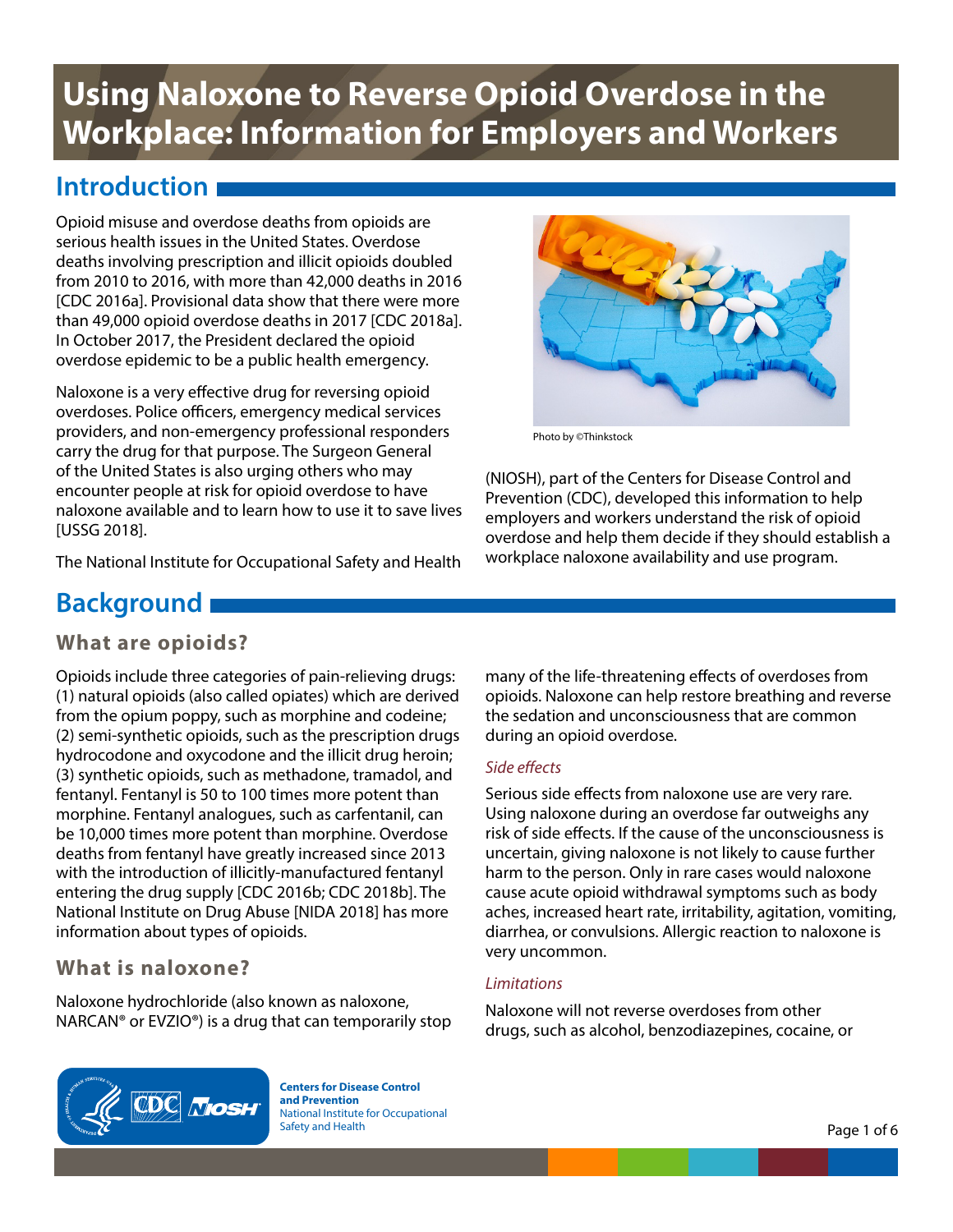# Using Naloxone to Reverse Opioid Overdose in the Workplace: Information for Employers and Workers

## Introduction

Opioid misuse and overdose deaths from opioids are serious health issues in the United States. Overdose deaths involving prescription and illicit opioids doubled from 2010 to 2016, with more than 42,000 deaths in 2016 [CDC 2016a]. Provisional data show that there were more than 49,000 opioid overdose deaths in 2017 [CDC 2018a]. In October 2017, the President declared the opioid overdose epidemic to be a public health emergency.

Naloxone is a very effective drug for reversing opioid overdoses. Police officers, emergency medical services providers, and non-emergency professional responders carry the drug for that purpose. The Surgeon General of the United States is also urging others who may encounter people at risk for opioid overdose to have naloxone available and to learn how to use it to save lives [USSG 2018].

Photo by ©Thinkstock

The National Institute for Occupational Safety and Health (NIOSH), part of the Centers for Disease Control and Prevention (CDC), developed this information to help employers and workers understand the risk of opioid overdose and help them decide if they should establish a workplace naloxone availability and use program.

## Background

### What are opioids?

Opioids include three categories of pain-relieving drugs: (1) natural opioids (also called opiates) which are derived from the opium poppy, such as morphine and codeine; (2) semi-synthetic opioids, such as the prescription drugs hydrocodone and oxycodone and the illicit drug heroin; (3) synthetic opioids, such as methadone, tramadol, and fentanyl. Fentanyl is 50 to 100 times more potent than morphine. Fentanyl analogues, such as carfentanil, can be 10,000 times more potent than morphine. Overdose deaths from fentanyl have greatly increased since 2013 with the introduction of illicitly-manufactured fentanyl entering the drug supply [CDC 2016b; CDC 2018b]. The National Institute on Drug Abuse [NIDA 2018] has more information about types of opioids.

### What is naloxone?

Naloxone hydrochloride (also known as naloxone, NARCAN® or EVZIO®) is a drug that can temporarily stop many of the life-threatening effects of overdoses from opioids. Naloxone can help restore breathing and reverse the sedation and unconsciousness that are common during an opioid overdose.

*Side effects*

Serious side effects from naloxone use are very rare. Using naloxone during an overdose far outweighs any risk of side effects. If the cause of the unconsciousness is uncertain, giving naloxone is not likely to cause further harm to the person. Only in rare cases would naloxone cause acute opioid withdrawal symptoms such as body aches, increased heart rate, irritability, agitation, vomiting, diarrhea, or convulsions. Allergic reaction to naloxone is very uncommon.

*Limitations*

Naloxone will not reverse overdoses from other drugs, such as alcohol, benzodiazepines, cocaine, or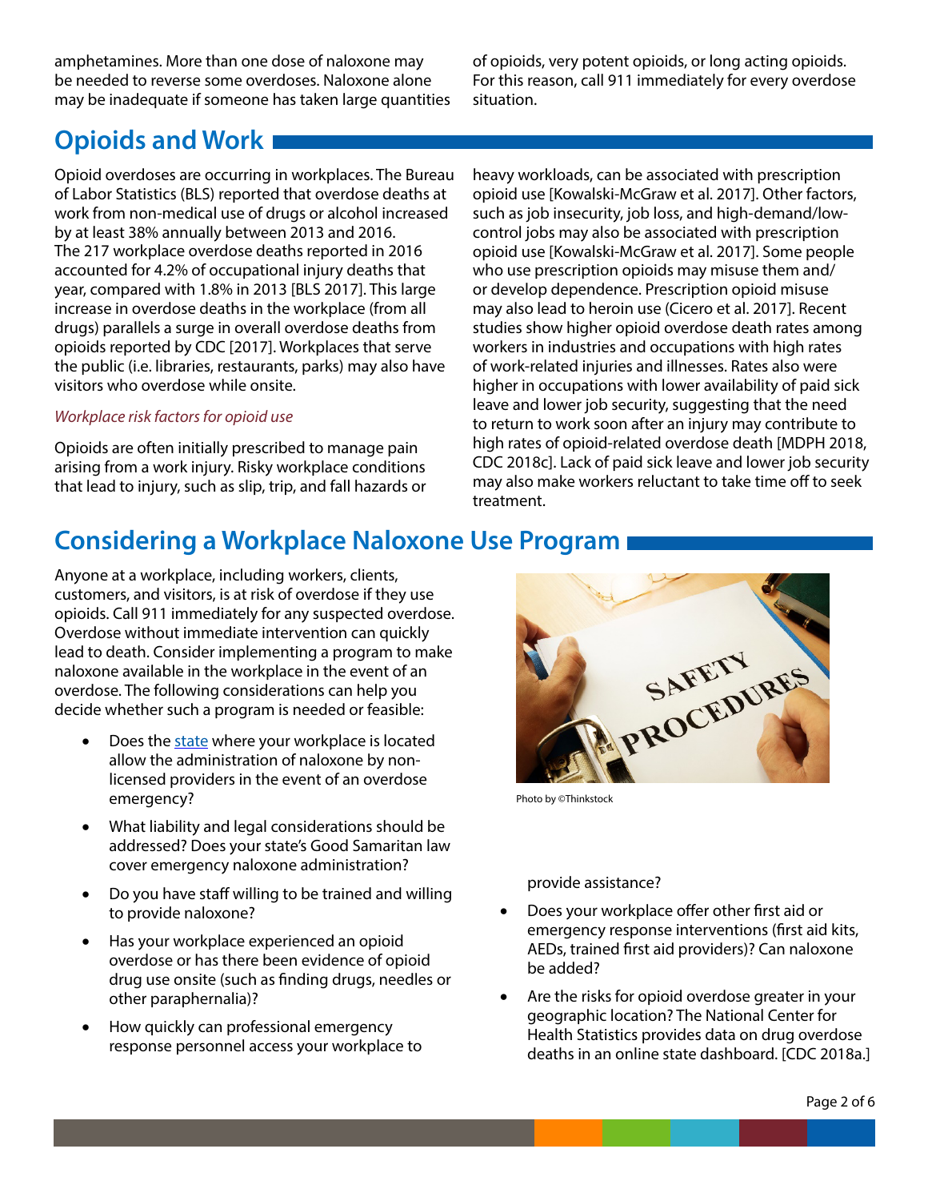amphetamines. More than one dose of naloxone may be needed to reverse some overdoses. Naloxone alone may be inadequate if someone has taken large quantities of opioids, very potent opioids, or long acting opioids. For this reason, call 911 immediately for every overdose situation.

## Opioids and Work

Opioid overdoses are occurring in workplaces. The Bureau of Labor Statistics (BLS) reported that overdose deaths at work from non-medical use of drugs or alcohol increased by at least 38% annually between 2013 and 2016. The 217 workplace overdose deaths reported in 2016 accounted for 4.2% of occupational injury deaths that year, compared with 1.8% in 2013 [BLS 2017]. This large increase in overdose deaths in the workplace (from all drugs) parallels a surge in overall overdose deaths from opioids reported by CDC [2017]. Workplaces that serve the public (i.e. libraries, restaurants, parks) may also have visitors who overdose while onsite.

*Workplace risk factors for opioid use*

Opioids are often initially prescribed to manage pain arising from a work injury. Risky workplace conditions that lead to injury, such as slip, trip, and fall hazards or heavy workloads, can be associated with prescription opioid use [Kowalski-McGraw et al. 2017]. Other factors, such as job insecurity, job loss, and high-demand/low-control jobs may also be associated with prescription opioid use [Kowalski-McGraw et al. 2017]. Some people who use prescription opioids may misuse them and/or develop dependence. Prescription opioid misuse may also lead to heroin use (Cicero et al. 2017]. Recent studies show higher opioid overdose death rates among workers in industries and occupations with high rates of work-related injuries and illnesses. Rates also were higher in occupations with lower availability of paid sick leave and lower job security, suggesting that the need to return to work soon after an injury may contribute to high rates of opioid-related overdose death [MDPH 2018, CDC 2018c]. Lack of paid sick leave and lower job security may also make workers reluctant to take time off to seek treatment.

## Considering a Workplace Naloxone Use Program

Anyone at a workplace, including workers, clients, customers, and visitors, is at risk of overdose if they use opioids. Call 911 immediately for any suspected overdose. Overdose without immediate intervention can quickly lead to death. Consider implementing a program to make naloxone available in the workplace in the event of an overdose. The following considerations can help you decide whether such a program is needed or feasible:

- Does the state where your workplace is located allow the administration of naloxone by non-licensed providers in the event of an overdose emergency?
- What liability and legal considerations should be addressed? Does your state's Good Samaritan law cover emergency naloxone administration?
- Do you have staff willing to be trained and willing to provide naloxone?
- Has your workplace experienced an opioid overdose or has there been evidence of opioid drug use onsite (such as finding drugs, needles or other paraphernalia)?
- How quickly can professional emergency response personnel access your workplace to provide assistance?
- Does your workplace offer other first aid or emergency response interventions (first aid kits, AEDs, trained first aid providers)? Can naloxone be added?
- Are the risks for opioid overdose greater in your geographic location? The National Center for Health Statistics provides data on drug overdose deaths in an online state dashboard. [CDC 2018a.]

Photo by ©Thinkstock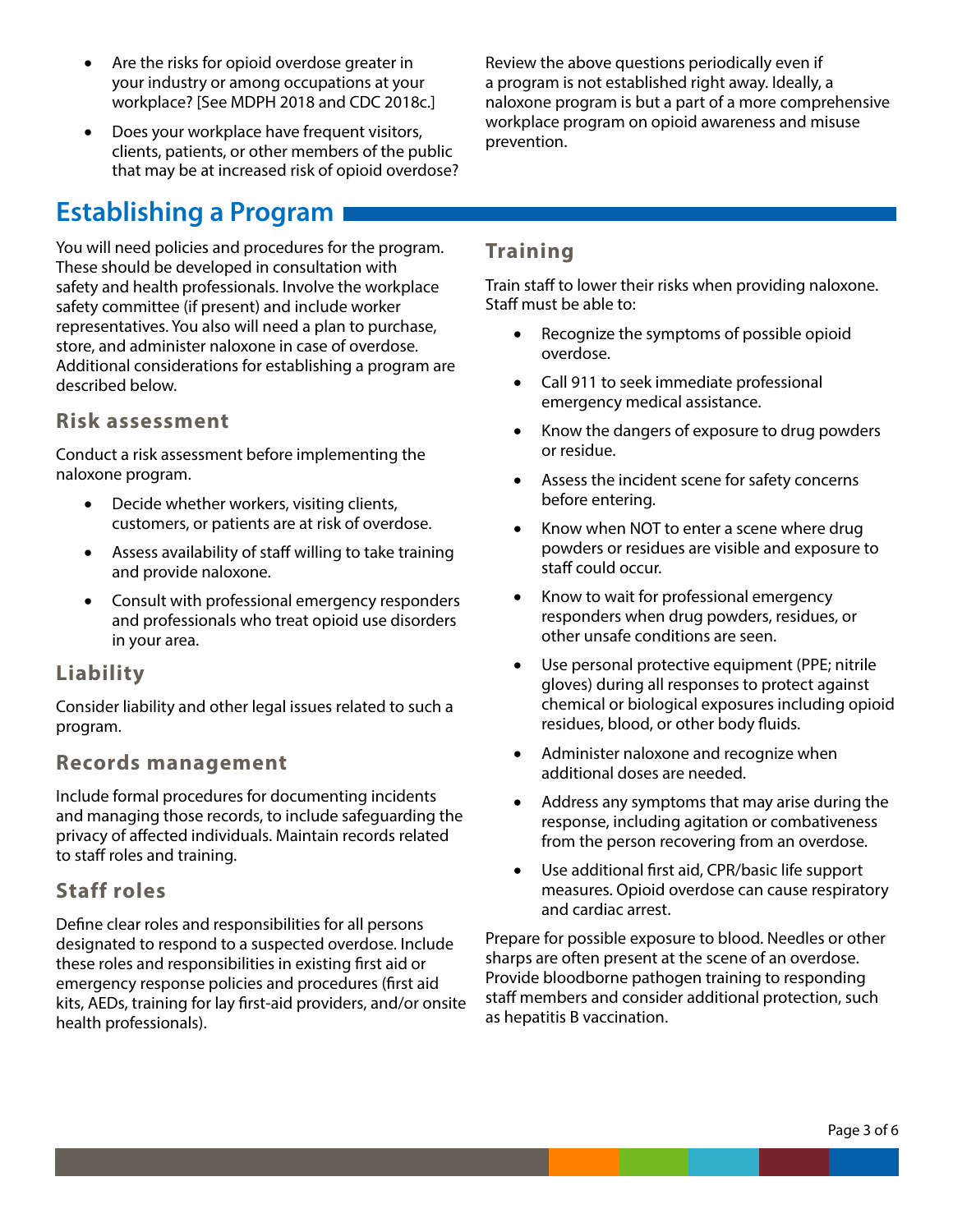- Are the risks for opioid overdose greater in your industry or among occupations at your workplace? [See MDPH 2018 and CDC 2018c.]
- Does your workplace have frequent visitors, clients, patients, or other members of the public that may be at increased risk of opioid overdose?

Review the above questions periodically even if a program is not established right away. Ideally, a naloxone program is but a part of a more comprehensive workplace program on opioid awareness and misuse prevention.

## Establishing a Program

You will need policies and procedures for the program. These should be developed in consultation with safety and health professionals. Involve the workplace safety committee (if present) and include worker representatives. You also will need a plan to purchase, store, and administer naloxone in case of overdose. Additional considerations for establishing a program are described below.

### Risk assessment

Conduct a risk assessment before implementing the naloxone program.

- Decide whether workers, visiting clients, customers, or patients are at risk of overdose.
- Assess availability of staff willing to take training and provide naloxone.
- Consult with professional emergency responders and professionals who treat opioid use disorders in your area.

### Liability

Consider liability and other legal issues related to such a program.

### Records management

Include formal procedures for documenting incidents and managing those records, to include safeguarding the privacy of affected individuals. Maintain records related to staff roles and training.

### Staff roles

Define clear roles and responsibilities for all persons designated to respond to a suspected overdose. Include these roles and responsibilities in existing first aid or emergency response policies and procedures (first aid kits, AEDs, training for lay first-aid providers, and/or onsite health professionals).

### Training

Train staff to lower their risks when providing naloxone. Staff must be able to:

- Recognize the symptoms of possible opioid overdose.
- Call 911 to seek immediate professional emergency medical assistance.
- Know the dangers of exposure to drug powders or residue.
- Assess the incident scene for safety concerns before entering.
- Know when NOT to enter a scene where drug powders or residues are visible and exposure to staff could occur.
- Know to wait for professional emergency responders when drug powders, residues, or other unsafe conditions are seen.
- Use personal protective equipment (PPE; nitrile gloves) during all responses to protect against chemical or biological exposures including opioid residues, blood, or other body fluids.
- Administer naloxone and recognize when additional doses are needed.
- Address any symptoms that may arise during the response, including agitation or combativeness from the person recovering from an overdose.
- Use additional first aid, CPR/basic life support measures. Opioid overdose can cause respiratory and cardiac arrest.

Prepare for possible exposure to blood. Needles or other sharps are often present at the scene of an overdose. Provide bloodborne pathogen training to responding staff members and consider additional protection, such as hepatitis B vaccination.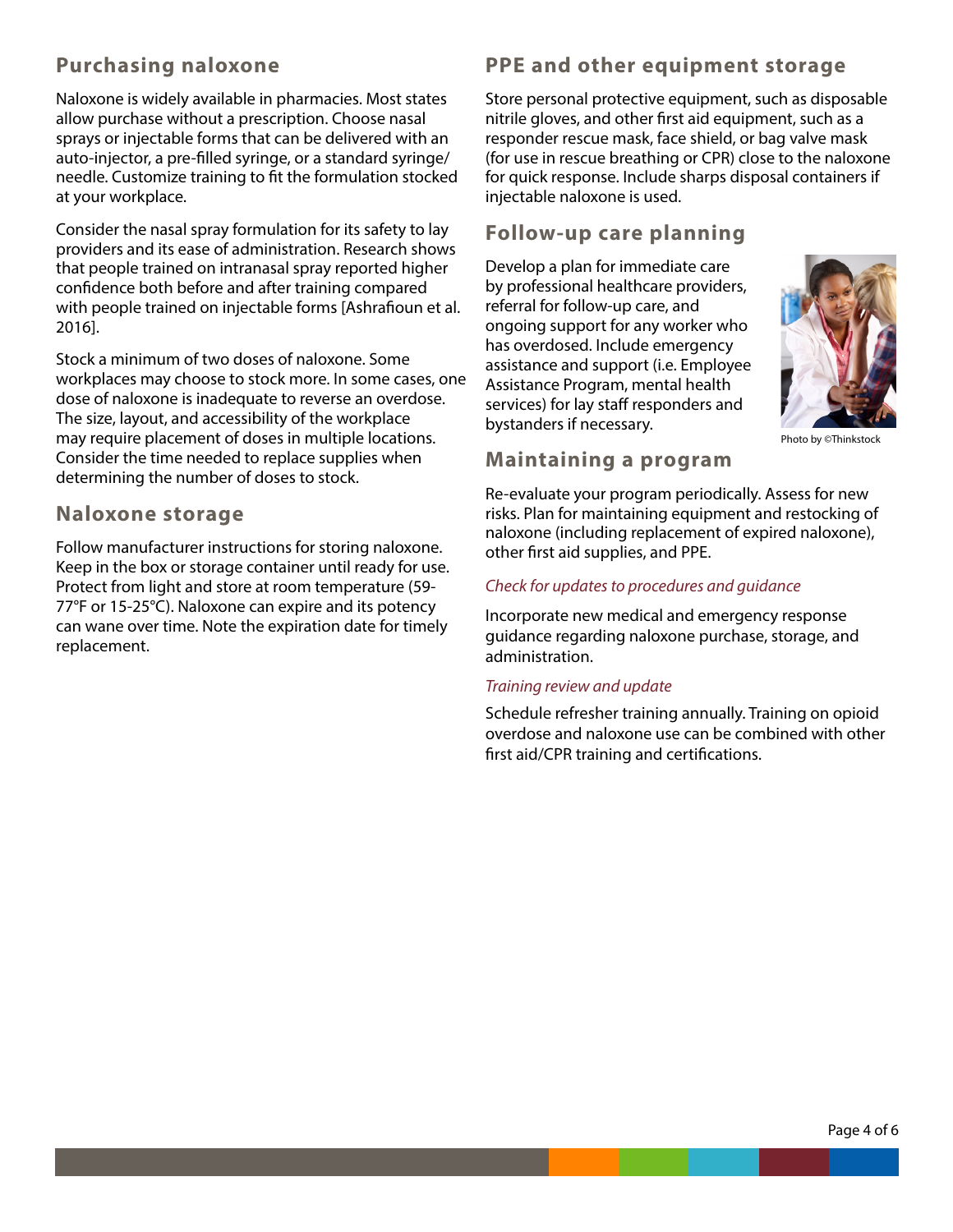## Purchasing naloxone

Naloxone is widely available in pharmacies. Most states allow purchase without a prescription. Choose nasal sprays or injectable forms that can be delivered with an auto-injector, a pre-filled syringe, or a standard syringe/needle. Customize training to fit the formulation stocked at your workplace.

Consider the nasal spray formulation for its safety to lay providers and its ease of administration. Research shows that people trained on intranasal spray reported higher confidence both before and after training compared with people trained on injectable forms [Ashrafioun et al. 2016].

Stock a minimum of two doses of naloxone. Some workplaces may choose to stock more. In some cases, one dose of naloxone is inadequate to reverse an overdose. The size, layout, and accessibility of the workplace may require placement of doses in multiple locations. Consider the time needed to replace supplies when determining the number of doses to stock.

## Naloxone storage

Follow manufacturer instructions for storing naloxone. Keep in the box or storage container until ready for use. Protect from light and store at room temperature (59-77°F or 15-25°C). Naloxone can expire and its potency can wane over time. Note the expiration date for timely replacement.

## PPE and other equipment storage

Store personal protective equipment, such as disposable nitrile gloves, and other first aid equipment, such as a responder rescue mask, face shield, or bag valve mask (for use in rescue breathing or CPR) close to the naloxone for quick response. Include sharps disposal containers if injectable naloxone is used.

## Follow-up care planning

Develop a plan for immediate care by professional healthcare providers, referral for follow-up care, and ongoing support for any worker who has overdosed. Include emergency assistance and support (i.e. Employee Assistance Program, mental health services) for lay staff responders and bystanders if necessary.

Photo by ©Thinkstock

## Maintaining a program

Re-evaluate your program periodically. Assess for new risks. Plan for maintaining equipment and restocking of naloxone (including replacement of expired naloxone), other first aid supplies, and PPE.

*Check for updates to procedures and guidance*

Incorporate new medical and emergency response guidance regarding naloxone purchase, storage, and administration.

*Training review and update*

Schedule refresher training annually. Training on opioid overdose and naloxone use can be combined with other first aid/CPR training and certifications.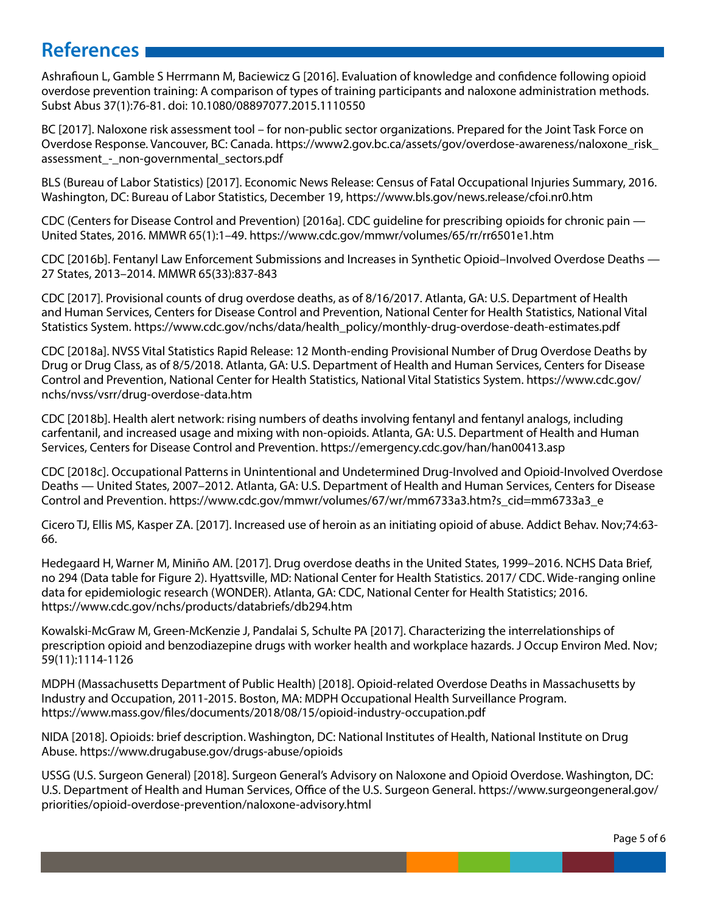# References

Ashrafioun L, Gamble S Herrmann M, Baciewicz G [2016]. Evaluation of knowledge and confidence following opioid overdose prevention training: A comparison of types of training participants and naloxone administration methods. Subst Abus 37(1):76-81. doi: 10.1080/08897077.2015.1110550

BC [2017]. Naloxone risk assessment tool – for non-public sector organizations. Prepared for the Joint Task Force on Overdose Response. Vancouver, BC: Canada. https://www2.gov.bc.ca/assets/gov/overdose-awareness/naloxone_risk_assessment_-_non-governmental_sectors.pdf

BLS (Bureau of Labor Statistics) [2017]. Economic News Release: Census of Fatal Occupational Injuries Summary, 2016. Washington, DC: Bureau of Labor Statistics, December 19, https://www.bls.gov/news.release/cfoi.nr0.htm

CDC (Centers for Disease Control and Prevention) [2016a]. CDC guideline for prescribing opioids for chronic pain — United States, 2016. MMWR 65(1):1–49. https://www.cdc.gov/mmwr/volumes/65/rr/rr6501e1.htm

CDC [2016b]. Fentanyl Law Enforcement Submissions and Increases in Synthetic Opioid–Involved Overdose Deaths — 27 States, 2013–2014. MMWR 65(33):837-843

CDC [2017]. Provisional counts of drug overdose deaths, as of 8/16/2017. Atlanta, GA: U.S. Department of Health and Human Services, Centers for Disease Control and Prevention, National Center for Health Statistics, National Vital Statistics System. https://www.cdc.gov/nchs/data/health_policy/monthly-drug-overdose-death-estimates.pdf

CDC [2018a]. NVSS Vital Statistics Rapid Release: 12 Month-ending Provisional Number of Drug Overdose Deaths by Drug or Drug Class, as of 8/5/2018. Atlanta, GA: U.S. Department of Health and Human Services, Centers for Disease Control and Prevention, National Center for Health Statistics, National Vital Statistics System. https://www.cdc.gov/nchs/nvss/vsrr/drug-overdose-data.htm

CDC [2018b]. Health alert network: rising numbers of deaths involving fentanyl and fentanyl analogs, including carfentanil, and increased usage and mixing with non-opioids. Atlanta, GA: U.S. Department of Health and Human Services, Centers for Disease Control and Prevention. https://emergency.cdc.gov/han/han00413.asp

CDC [2018c]. Occupational Patterns in Unintentional and Undetermined Drug-Involved and Opioid-Involved Overdose Deaths — United States, 2007–2012. Atlanta, GA: U.S. Department of Health and Human Services, Centers for Disease Control and Prevention. https://www.cdc.gov/mmwr/volumes/67/wr/mm6733a3.htm?s_cid=mm6733a3_e

Cicero TJ, Ellis MS, Kasper ZA. [2017]. Increased use of heroin as an initiating opioid of abuse. Addict Behav. Nov;74:63-66.

Hedegaard H, Warner M, Miniño AM. [2017]. Drug overdose deaths in the United States, 1999–2016. NCHS Data Brief, no 294 (Data table for Figure 2). Hyattsville, MD: National Center for Health Statistics. 2017/ CDC. Wide-ranging online data for epidemiologic research (WONDER). Atlanta, GA: CDC, National Center for Health Statistics; 2016. https://www.cdc.gov/nchs/products/databriefs/db294.htm

Kowalski-McGraw M, Green-McKenzie J, Pandalai S, Schulte PA [2017]. Characterizing the interrelationships of prescription opioid and benzodiazepine drugs with worker health and workplace hazards. J Occup Environ Med. Nov; 59(11):1114-1126

MDPH (Massachusetts Department of Public Health) [2018]. Opioid-related Overdose Deaths in Massachusetts by Industry and Occupation, 2011-2015. Boston, MA: MDPH Occupational Health Surveillance Program. https://www.mass.gov/files/documents/2018/08/15/opioid-industry-occupation.pdf

NIDA [2018]. Opioids: brief description. Washington, DC: National Institutes of Health, National Institute on Drug Abuse. https://www.drugabuse.gov/drugs-abuse/opioids

USSG (U.S. Surgeon General) [2018]. Surgeon General's Advisory on Naloxone and Opioid Overdose. Washington, DC: U.S. Department of Health and Human Services, Office of the U.S. Surgeon General. https://www.surgeongeneral.gov/priorities/opioid-overdose-prevention/naloxone-advisory.html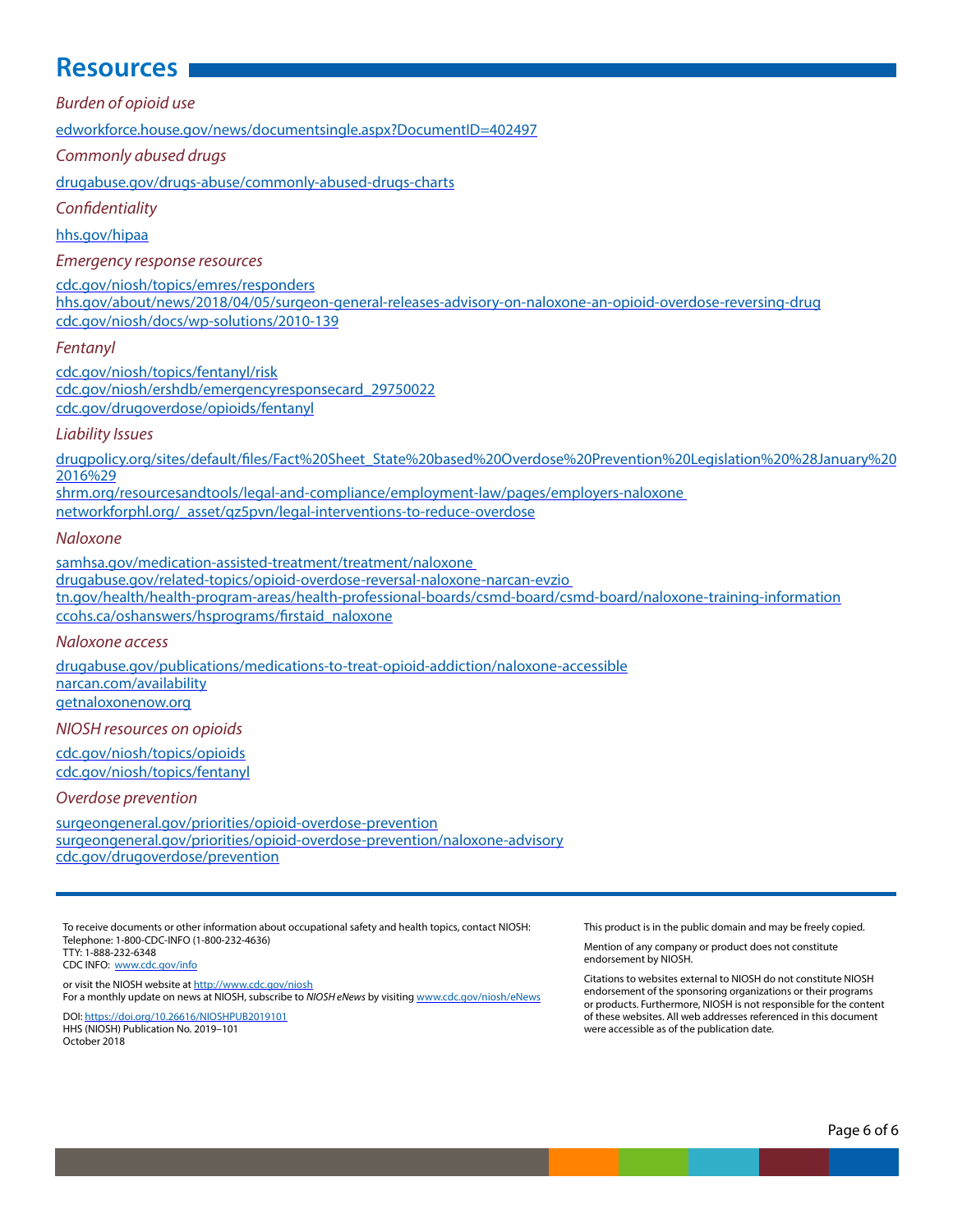## Resources

*Burden of opioid use*

edworkforce.house.gov/news/documentsingle.aspx?DocumentID=402497

*Commonly abused drugs*

drugabuse.gov/drugs-abuse/commonly-abused-drugs-charts

*Confidentiality*

hhs.gov/hipaa

*Emergency response resources*

cdc.gov/niosh/topics/emres/responders
hhs.gov/about/news/2018/04/05/surgeon-general-releases-advisory-on-naloxone-an-opioid-overdose-reversing-drug
cdc.gov/niosh/docs/wp-solutions/2010-139

*Fentanyl*

cdc.gov/niosh/topics/fentanyl/risk
cdc.gov/niosh/ershdb/emergencyresponsecard_29750022
cdc.gov/drugoverdose/opioids/fentanyl

*Liability Issues*

drugpolicy.org/sites/default/files/Fact%20Sheet_State%20based%20Overdose%20Prevention%20Legislation%20%28January%202016%29
shrm.org/resourcesandtools/legal-and-compliance/employment-law/pages/employers-naloxone
networkforphl.org/_asset/qz5pvn/legal-interventions-to-reduce-overdose

*Naloxone*

samhsa.gov/medication-assisted-treatment/treatment/naloxone
drugabuse.gov/related-topics/opioid-overdose-reversal-naloxone-narcan-evzio
tn.gov/health/health-program-areas/health-professional-boards/csmd-board/csmd-board/naloxone-training-information
ccohs.ca/oshanswers/hsprograms/firstaid_naloxone

*Naloxone access*

drugabuse.gov/publications/medications-to-treat-opioid-addiction/naloxone-accessible
narcan.com/availability
getnaloxonenow.org

*NIOSH resources on opioids*

cdc.gov/niosh/topics/opioids
cdc.gov/niosh/topics/fentanyl

*Overdose prevention*

surgeongeneral.gov/priorities/opioid-overdose-prevention
surgeongeneral.gov/priorities/opioid-overdose-prevention/naloxone-advisory
cdc.gov/drugoverdose/prevention

---

To receive documents or other information about occupational safety and health topics, contact NIOSH:
Telephone: 1-800-CDC-INFO (1-800-232-4636)
TTY: 1-888-232-6348
CDC INFO: www.cdc.gov/info

or visit the NIOSH website at http://www.cdc.gov/niosh
For a monthly update on news at NIOSH, subscribe to *NIOSH eNews* by visiting www.cdc.gov/niosh/eNews

DOI: https://doi.org/10.26616/NIOSHPUB2019101
HHS (NIOSH) Publication No. 2019–101
October 2018

This product is in the public domain and may be freely copied.

Mention of any company or product does not constitute endorsement by NIOSH.

Citations to websites external to NIOSH do not constitute NIOSH endorsement of the sponsoring organizations or their programs or products. Furthermore, NIOSH is not responsible for the content of these websites. All web addresses referenced in this document were accessible as of the publication date.